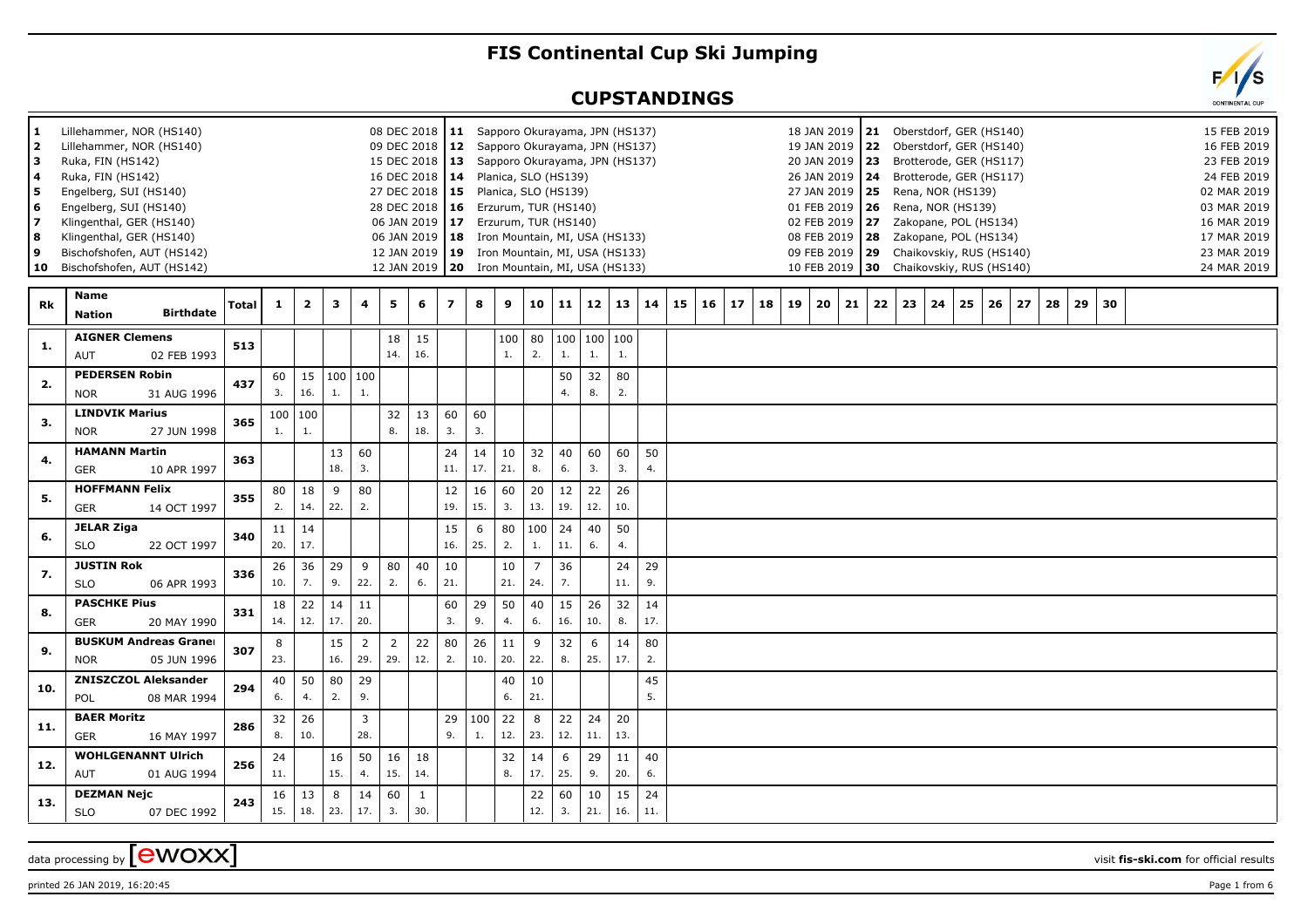# FIS Continental Cup Ski Jumping

## CUPSTANDINGS

| No. | Venue | Date |
|---|---|---|
| 1 | Lillehammer, NOR (HS140) | 08 DEC 2018 |
| 2 | Lillehammer, NOR (HS140) | 09 DEC 2018 |
| 3 | Ruka, FIN (HS142) | 15 DEC 2018 |
| 4 | Ruka, FIN (HS142) | 16 DEC 2018 |
| 5 | Engelberg, SUI (HS140) | 27 DEC 2018 |
| 6 | Engelberg, SUI (HS140) | 28 DEC 2018 |
| 7 | Klingenthal, GER (HS140) | 06 JAN 2019 |
| 8 | Klingenthal, GER (HS140) | 06 JAN 2019 |
| 9 | Bischofshofen, AUT (HS142) | 12 JAN 2019 |
| 10 | Bischofshofen, AUT (HS142) | 12 JAN 2019 |
| 11 | Sapporo Okurayama, JPN (HS137) | 18 JAN 2019 |
| 12 | Sapporo Okurayama, JPN (HS137) | 19 JAN 2019 |
| 13 | Sapporo Okurayama, JPN (HS137) | 20 JAN 2019 |
| 14 | Planica, SLO (HS139) | 26 JAN 2019 |
| 15 | Planica, SLO (HS139) | 27 JAN 2019 |
| 16 | Erzurum, TUR (HS140) | 01 FEB 2019 |
| 17 | Erzurum, TUR (HS140) | 02 FEB 2019 |
| 18 | Iron Mountain, MI, USA (HS133) | 08 FEB 2019 |
| 19 | Iron Mountain, MI, USA (HS133) | 09 FEB 2019 |
| 20 | Iron Mountain, MI, USA (HS133) | 10 FEB 2019 |
| 21 | Oberstdorf, GER (HS140) | 15 FEB 2019 |
| 22 | Oberstdorf, GER (HS140) | 16 FEB 2019 |
| 23 | Brotterode, GER (HS117) | 23 FEB 2019 |
| 24 | Brotterode, GER (HS117) | 24 FEB 2019 |
| 25 | Rena, NOR (HS139) | 02 MAR 2019 |
| 26 | Rena, NOR (HS139) | 03 MAR 2019 |
| 27 | Zakopane, POL (HS134) | 16 MAR 2019 |
| 28 | Zakopane, POL (HS134) | 17 MAR 2019 |
| 29 | Chaikovskiy, RUS (HS140) | 23 MAR 2019 |
| 30 | Chaikovskiy, RUS (HS140) | 24 MAR 2019 |

| Rk | Name / Nation / Birthdate | Total | 1 | 2 | 3 | 4 | 5 | 6 | 7 | 8 | 9 | 10 | 11 | 12 | 13 | 14 | 15 | 16 | 17 | 18 | 19 | 20 | 21 | 22 | 23 | 24 | 25 | 26 | 27 | 28 | 29 | 30 |
|---|---|---|---|---|---|---|---|---|---|---|---|---|---|---|---|---|---|---|---|---|---|---|---|---|---|---|---|---|---|---|---|---|
| 1. | **AIGNER Clemens** AUT 02 FEB 1993 | 513 | | | | | 18 14. | 15 16. | | | 100 1. | 80 2. | 100 1. | 100 1. | 100 1. | | | | | | | | | | | | | | | | | |
| 2. | **PEDERSEN Robin** NOR 31 AUG 1996 | 437 | 60 3. | 15 16. | 100 1. | 100 1. | | | | | | | 50 4. | 32 8. | 80 2. | | | | | | | | | | | | | | | | | |
| 3. | **LINDVIK Marius** NOR 27 JUN 1998 | 365 | 100 1. | 100 1. | | | 32 8. | 13 18. | 60 3. | 60 3. | | | | | | | | | | | | | | | | | | | | | | |
| 4. | **HAMANN Martin** GER 10 APR 1997 | 363 | | | 13 18. | 60 3. | | | 24 11. | 14 17. | 10 21. | 32 8. | 40 6. | 60 3. | 60 3. | 50 4. | | | | | | | | | | | | | | | | |
| 5. | **HOFFMANN Felix** GER 14 OCT 1997 | 355 | 80 2. | 18 14. | 9 22. | 80 2. | | | 12 19. | 16 15. | 60 3. | 20 13. | 12 19. | 22 12. | 26 10. | | | | | | | | | | | | | | | | | |
| 6. | **JELAR Ziga** SLO 22 OCT 1997 | 340 | 11 20. | 14 17. | | | | | 15 16. | 6 25. | 80 2. | 100 1. | 24 11. | 40 6. | 50 4. | | | | | | | | | | | | | | | | | |
| 7. | **JUSTIN Rok** SLO 06 APR 1993 | 336 | 26 10. | 36 7. | 29 9. | 9 22. | 80 2. | 40 6. | 10 21. | | 10 21. | 7 24. | 36 7. | | 24 11. | 29 9. | | | | | | | | | | | | | | | | |
| 8. | **PASCHKE Pius** GER 20 MAY 1990 | 331 | 18 14. | 22 12. | 14 17. | 11 20. | | | 60 3. | 29 9. | 50 4. | 40 6. | 15 16. | 26 10. | 32 8. | 14 17. | | | | | | | | | | | | | | | | |
| 9. | **BUSKUM Andreas Granerud** NOR 05 JUN 1996 | 307 | 8 23. | | 15 16. | 2 29. | 2 29. | 22 12. | 80 2. | 26 10. | 11 20. | 9 22. | 32 8. | 6 25. | 14 17. | 80 2. | | | | | | | | | | | | | | | | |
| 10. | **ZNISZCZOL Aleksander** POL 08 MAR 1994 | 294 | 40 6. | 50 4. | 80 2. | 29 9. | | | | | 40 6. | 10 21. | | | | 45 5. | | | | | | | | | | | | | | | | |
| 11. | **BAER Moritz** GER 16 MAY 1997 | 286 | 32 8. | 26 10. | | 3 28. | | | 29 9. | 100 1. | 22 12. | 8 23. | 22 12. | 24 11. | 20 13. | | | | | | | | | | | | | | | | | |
| 12. | **WOHLGENANNT Ulrich** AUT 01 AUG 1994 | 256 | 24 11. | | 16 15. | 50 4. | 16 15. | 18 14. | | | 32 8. | 14 17. | 6 25. | 29 9. | 11 20. | 40 6. | | | | | | | | | | | | | | | | |
| 13. | **DEZMAN Nejc** SLO 07 DEC 1992 | 243 | 16 15. | 13 18. | 8 23. | 14 17. | 60 3. | 1 30. | | | | 22 12. | 60 3. | 10 21. | 15 16. | 24 11. | | | | | | | | | | | | | | | | |

data processing by [ewoxx] visit fis-ski.com for official results

printed 26 JAN 2019, 16:20:45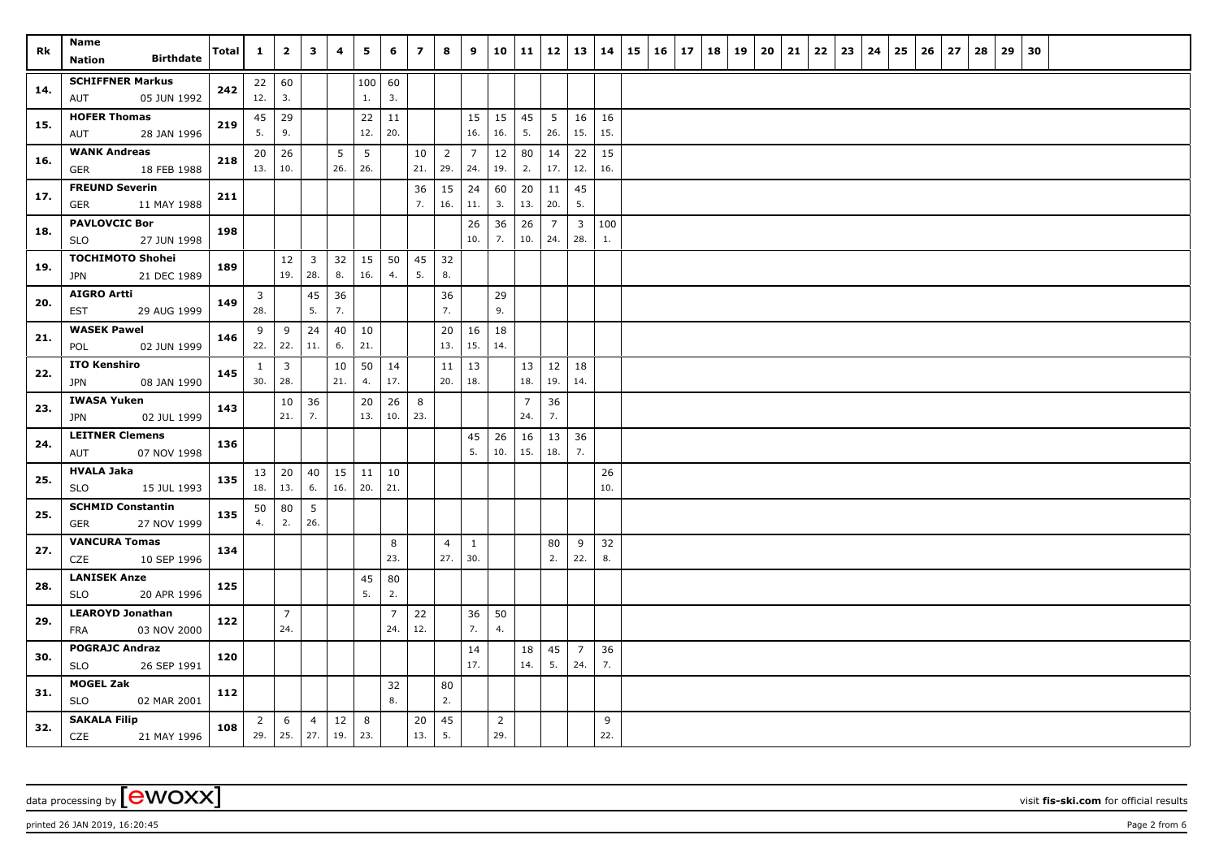| Rk | Name<br>Nation Birthdate | Total | 1 | 2 | 3 | 4 | 5 | 6 | 7 | 8 | 9 | 10 | 11 | 12 | 13 | 14 | 15 | 16 | 17 | 18 | 19 | 20 | 21 | 22 | 23 | 24 | 25 | 26 | 27 | 28 | 29 | 30 |
|---|---|---|---|---|---|---|---|---|---|---|---|---|---|---|---|---|---|---|---|---|---|---|---|---|---|---|---|---|---|---|---|---|
| 14. | SCHIFFNER Markus<br>AUT 05 JUN 1992 | 242 | 22<br>12. | 60<br>3. | | | 100<br>1. | 60<br>3. | | | | | | | | | | | | | | | | | | | | | | | | |
| 15. | HOFER Thomas<br>AUT 28 JAN 1996 | 219 | 45<br>5. | 29<br>9. | | | 22<br>12. | 11<br>20. | | | 15<br>16. | 15<br>16. | 45<br>5. | 5<br>26. | 16<br>15. | 16<br>15. | | | | | | | | | | | | | | | | |
| 16. | WANK Andreas<br>GER 18 FEB 1988 | 218 | 20<br>13. | 26<br>10. | | 5<br>26. | 5<br>26. | | 10<br>21. | 2<br>29. | 7<br>24. | 12<br>19. | 80<br>2. | 14<br>17. | 22<br>12. | 15<br>16. | | | | | | | | | | | | | | | | |
| 17. | FREUND Severin<br>GER 11 MAY 1988 | 211 | | | | | | | 36<br>7. | 15<br>16. | 24<br>11. | 60<br>3. | 20<br>13. | 11<br>20. | 45<br>5. | | | | | | | | | | | | | | | | | |
| 18. | PAVLOVCIC Bor<br>SLO 27 JUN 1998 | 198 | | | | | | | | | 26<br>10. | 36<br>7. | 26<br>10. | 7<br>24. | 3<br>28. | 100<br>1. | | | | | | | | | | | | | | | | |
| 19. | TOCHIMOTO Shohei<br>JPN 21 DEC 1989 | 189 | | 12<br>19. | 3<br>28. | 32<br>8. | 15<br>16. | 50<br>4. | 45<br>5. | 32<br>8. | | | | | | | | | | | | | | | | | | | | | | |
| 20. | AIGRO Artti<br>EST 29 AUG 1999 | 149 | 3<br>28. | | 45<br>5. | 36<br>7. | | | | 36<br>7. | | 29<br>9. | | | | | | | | | | | | | | | | | | | | |
| 21. | WASEK Pawel<br>POL 02 JUN 1999 | 146 | 9<br>22. | 9<br>22. | 24<br>11. | 40<br>6. | 10<br>21. | | | 20<br>13. | 16<br>15. | 18<br>14. | | | | | | | | | | | | | | | | | | | | |
| 22. | ITO Kenshiro<br>JPN 08 JAN 1990 | 145 | 1<br>30. | 3<br>28. | | 10<br>21. | 50<br>4. | 14<br>17. | | 11<br>20. | 13<br>18. | | 13<br>18. | 12<br>19. | 18<br>14. | | | | | | | | | | | | | | | | | |
| 23. | IWASA Yuken<br>JPN 02 JUL 1999 | 143 | | 10<br>21. | 36<br>7. | | 20<br>13. | 26<br>10. | 8<br>23. | | | | 7<br>24. | 36<br>7. | | | | | | | | | | | | | | | | | | |
| 24. | LEITNER Clemens<br>AUT 07 NOV 1998 | 136 | | | | | | | | | 45<br>5. | 26<br>10. | 16<br>15. | 13<br>18. | 36<br>7. | | | | | | | | | | | | | | | | | |
| 25. | HVALA Jaka<br>SLO 15 JUL 1993 | 135 | 13<br>18. | 20<br>13. | 40<br>6. | 15<br>16. | 11<br>20. | 10<br>21. | | | | | | | | 26<br>10. | | | | | | | | | | | | | | | | |
| 25. | SCHMID Constantin<br>GER 27 NOV 1999 | 135 | 50<br>4. | 80<br>2. | 5<br>26. | | | | | | | | | | | | | | | | | | | | | | | | | | | |
| 27. | VANCURA Tomas<br>CZE 10 SEP 1996 | 134 | | | | | | 8<br>23. | | 4<br>27. | 1<br>30. | | | 80<br>2. | 9<br>22. | 32<br>8. | | | | | | | | | | | | | | | | |
| 28. | LANISEK Anze<br>SLO 20 APR 1996 | 125 | | | | | 45<br>5. | 80<br>2. | | | | | | | | | | | | | | | | | | | | | | | | |
| 29. | LEAROYD Jonathan<br>FRA 03 NOV 2000 | 122 | | 7<br>24. | | | | 7<br>24. | 22<br>12. | | 36<br>7. | 50<br>4. | | | | | | | | | | | | | | | | | | | | |
| 30. | POGRAJC Andraz<br>SLO 26 SEP 1991 | 120 | | | | | | | | | 14<br>17. | | 18<br>14. | 45<br>5. | 7<br>24. | 36<br>7. | | | | | | | | | | | | | | | | |
| 31. | MOGEL Zak<br>SLO 02 MAR 2001 | 112 | | | | | | 32<br>8. | | 80<br>2. | | | | | | | | | | | | | | | | | | | | | | |
| 32. | SAKALA Filip<br>CZE 21 MAY 1996 | 108 | 2<br>29. | 6<br>25. | 4<br>27. | 12<br>19. | 8<br>23. | | 20<br>13. | 45<br>5. | | 2<br>29. | | | | 9<br>22. | | | | | | | | | | | | | | | | |

data processing by [ewoxx] visit fis-ski.com for official results

printed 26 JAN 2019, 16:20:45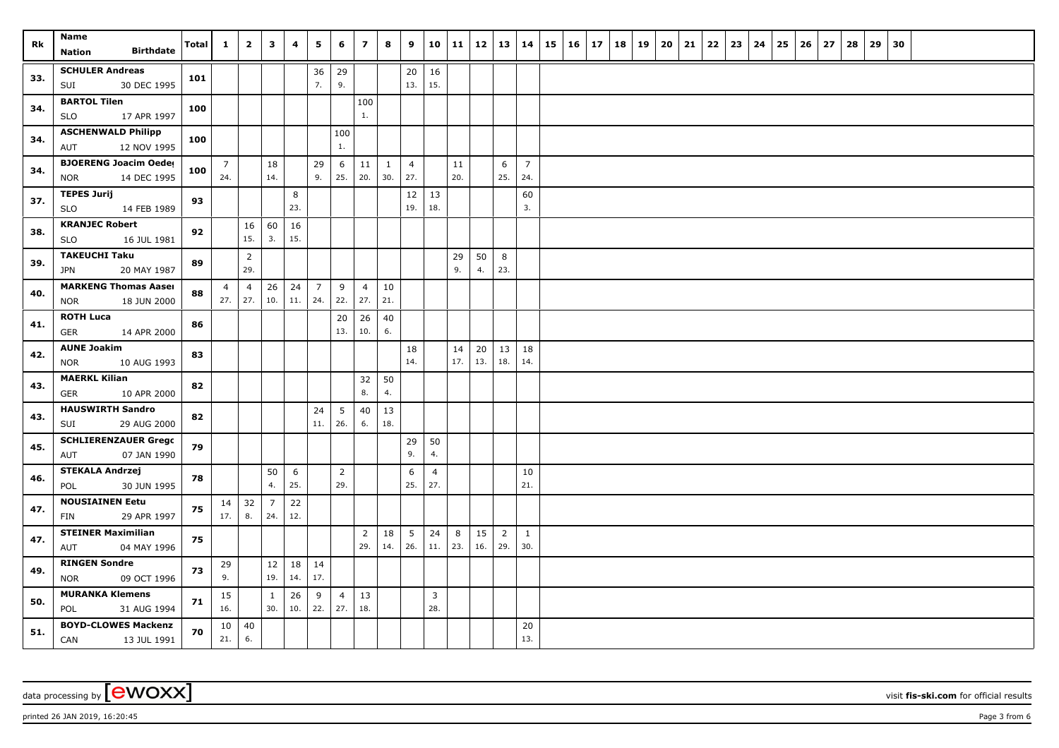| Rk | Name<br>Nation Birthdate | Total | 1 | 2 | 3 | 4 | 5 | 6 | 7 | 8 | 9 | 10 | 11 | 12 | 13 | 14 | 15 | 16 | 17 | 18 | 19 | 20 | 21 | 22 | 23 | 24 | 25 | 26 | 27 | 28 | 29 | 30 |
|---|---|---|---|---|---|---|---|---|---|---|---|---|---|---|---|---|---|---|---|---|---|---|---|---|---|---|---|---|---|---|---|---|
| 33. | SCHULER Andreas<br>SUI 30 DEC 1995 | 101 | | | | | 36<br>7. | 29<br>9. | | | 20<br>13. | 16<br>15. | | | | | | | | | | | | | | | | | | | | |
| 34. | BARTOL Tilen<br>SLO 17 APR 1997 | 100 | | | | | | | 100<br>1. | | | | | | | | | | | | | | | | | | | | | | | |
| 34. | ASCHENWALD Philipp<br>AUT 12 NOV 1995 | 100 | | | | | | 100<br>1. | | | | | | | | | | | | | | | | | | | | | | | | |
| 34. | BJOERENG Joacim Oeder<br>NOR 14 DEC 1995 | 100 | 7<br>24. | | 18<br>14. | | 29<br>9. | 6<br>25. | 11<br>20. | 1<br>30. | 4<br>27. | | 11<br>20. | | 6<br>25. | 7<br>24. | | | | | | | | | | | | | | | | |
| 37. | TEPES Jurij<br>SLO 14 FEB 1989 | 93 | | | | 8<br>23. | | | | | 12<br>19. | 13<br>18. | | | | 60<br>3. | | | | | | | | | | | | | | | | |
| 38. | KRANJEC Robert<br>SLO 16 JUL 1981 | 92 | | 16<br>15. | 60<br>3. | 16<br>15. | | | | | | | | | | | | | | | | | | | | | | | | | | |
| 39. | TAKEUCHI Taku<br>JPN 20 MAY 1987 | 89 | | 2<br>29. | | | | | | | | | 29<br>9. | 50<br>4. | 8<br>23. | | | | | | | | | | | | | | | | | |
| 40. | MARKENG Thomas Aasen<br>NOR 18 JUN 2000 | 88 | 4<br>27. | 4<br>27. | 26<br>10. | 24<br>11. | 7<br>24. | 9<br>22. | 4<br>27. | 10<br>21. | | | | | | | | | | | | | | | | | | | | | | |
| 41. | ROTH Luca<br>GER 14 APR 2000 | 86 | | | | | | 20<br>13. | 26<br>10. | 40<br>6. | | | | | | | | | | | | | | | | | | | | | | |
| 42. | AUNE Joakim<br>NOR 10 AUG 1993 | 83 | | | | | | | | | 18<br>14. | | 14<br>17. | 20<br>13. | 13<br>18. | 18<br>14. | | | | | | | | | | | | | | | | |
| 43. | MAERKL Kilian<br>GER 10 APR 2000 | 82 | | | | | | | 32<br>8. | 50<br>4. | | | | | | | | | | | | | | | | | | | | | | |
| 43. | HAUSWIRTH Sandro<br>SUI 29 AUG 2000 | 82 | | | | | 24<br>11. | 5<br>26. | 40<br>6. | 13<br>18. | | | | | | | | | | | | | | | | | | | | | | |
| 45. | SCHLIERENZAUER Gregor<br>AUT 07 JAN 1990 | 79 | | | | | | | | | 29<br>9. | 50<br>4. | | | | | | | | | | | | | | | | | | | | |
| 46. | STEKALA Andrzej<br>POL 30 JUN 1995 | 78 | | | 50<br>4. | 6<br>25. | | 2<br>29. | | | 6<br>25. | 4<br>27. | | | | 10<br>21. | | | | | | | | | | | | | | | | |
| 47. | NOUSIAINEN Eetu<br>FIN 29 APR 1997 | 75 | 14<br>17. | 32<br>8. | 7<br>24. | 22<br>12. | | | | | | | | | | | | | | | | | | | | | | | | | | |
| 47. | STEINER Maximilian<br>AUT 04 MAY 1996 | 75 | | | | | | | 2<br>29. | 18<br>14. | 5<br>26. | 24<br>11. | 8<br>23. | 15<br>16. | 2<br>29. | 1<br>30. | | | | | | | | | | | | | | | | |
| 49. | RINGEN Sondre<br>NOR 09 OCT 1996 | 73 | 29<br>9. | | 12<br>19. | 18<br>14. | 14<br>17. | | | | | | | | | | | | | | | | | | | | | | | | | |
| 50. | MURANKA Klemens<br>POL 31 AUG 1994 | 71 | 15<br>16. | | 1<br>30. | 26<br>10. | 9<br>22. | 4<br>27. | 13<br>18. | | | 3<br>28. | | | | | | | | | | | | | | | | | | | | |
| 51. | BOYD-CLOWES Mackenzie<br>CAN 13 JUL 1991 | 70 | 10<br>21. | 40<br>6. | | | | | | | | | | | | 20<br>13. | | | | | | | | | | | | | | | | |

data processing by [ewoxx] visit fis-ski.com for official results

printed 26 JAN 2019, 16:20:45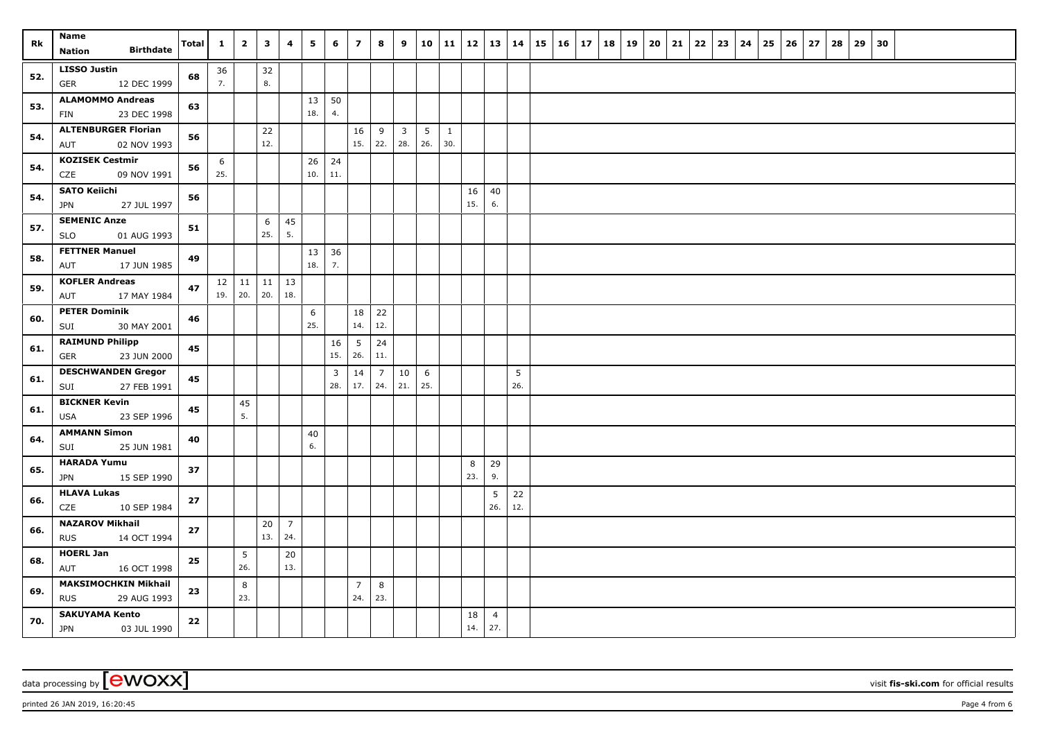| Rk | Name Nation Birthdate | Total | 1 | 2 | 3 | 4 | 5 | 6 | 7 | 8 | 9 | 10 | 11 | 12 | 13 | 14 | 15 | 16 | 17 | 18 | 19 | 20 | 21 | 22 | 23 | 24 | 25 | 26 | 27 | 28 | 29 | 30 |
|---|---|---|---|---|---|---|---|---|---|---|---|---|---|---|---|---|---|---|---|---|---|---|---|---|---|---|---|---|---|---|---|---|
| 52. | LISSO Justin GER 12 DEC 1999 | 68 | 36 7. | | 32 8. | | | | | | | | | | | | | | | | | | | | | | | | | | | |
| 53. | ALAMOMMO Andreas FIN 23 DEC 1998 | 63 | | | | | 13 18. | 50 4. | | | | | | | | | | | | | | | | | | | | | | | | |
| 54. | ALTENBURGER Florian AUT 02 NOV 1993 | 56 | | | 22 12. | | | | 16 15. | 9 22. | 3 28. | 5 26. | 1 30. | | | | | | | | | | | | | | | | | | | |
| 54. | KOZISEK Cestmir CZE 09 NOV 1991 | 56 | 6 25. | | | | 26 10. | 24 11. | | | | | | | | | | | | | | | | | | | | | | | | |
| 54. | SATO Keiichi JPN 27 JUL 1997 | 56 | | | | | | | | | | | | 16 15. | 40 6. | | | | | | | | | | | | | | | | | |
| 57. | SEMENIC Anze SLO 01 AUG 1993 | 51 | | | 6 25. | 45 5. | | | | | | | | | | | | | | | | | | | | | | | | | | |
| 58. | FETTNER Manuel AUT 17 JUN 1985 | 49 | | | | | 13 18. | 36 7. | | | | | | | | | | | | | | | | | | | | | | | | |
| 59. | KOFLER Andreas AUT 17 MAY 1984 | 47 | 12 19. | 11 20. | 11 20. | 13 18. | | | | | | | | | | | | | | | | | | | | | | | | | | |
| 60. | PETER Dominik SUI 30 MAY 2001 | 46 | | | | | 6 25. | | 18 14. | 22 12. | | | | | | | | | | | | | | | | | | | | | | |
| 61. | RAIMUND Philipp GER 23 JUN 2000 | 45 | | | | | | 16 15. | 5 26. | 24 11. | | | | | | | | | | | | | | | | | | | | | | |
| 61. | DESCHWANDEN Gregor SUI 27 FEB 1991 | 45 | | | | | | 3 28. | 14 17. | 7 24. | 10 21. | 6 25. | | | | 5 26. | | | | | | | | | | | | | | | | |
| 61. | BICKNER Kevin USA 23 SEP 1996 | 45 | | 45 5. | | | | | | | | | | | | | | | | | | | | | | | | | | | | |
| 64. | AMMANN Simon SUI 25 JUN 1981 | 40 | | | | | 40 6. | | | | | | | | | | | | | | | | | | | | | | | | | |
| 65. | HARADA Yumu JPN 15 SEP 1990 | 37 | | | | | | | | | | | | 8 23. | 29 9. | | | | | | | | | | | | | | | | | |
| 66. | HLAVA Lukas CZE 10 SEP 1984 | 27 | | | | | | | | | | | | | 5 26. | 22 12. | | | | | | | | | | | | | | | | |
| 66. | NAZAROV Mikhail RUS 14 OCT 1994 | 27 | | | 20 13. | 7 24. | | | | | | | | | | | | | | | | | | | | | | | | | | |
| 68. | HOERL Jan AUT 16 OCT 1998 | 25 | | 5 26. | | 20 13. | | | | | | | | | | | | | | | | | | | | | | | | | | |
| 69. | MAKSIMOCHKIN Mikhail RUS 29 AUG 1993 | 23 | | 8 23. | | | | | 7 24. | 8 23. | | | | | | | | | | | | | | | | | | | | | | |
| 70. | SAKUYAMA Kento JPN 03 JUL 1990 | 22 | | | | | | | | | | | | 18 14. | 4 27. | | | | | | | | | | | | | | | | | |

data processing by [ewoxx] visit fis-ski.com for official results

printed 26 JAN 2019, 16:20:45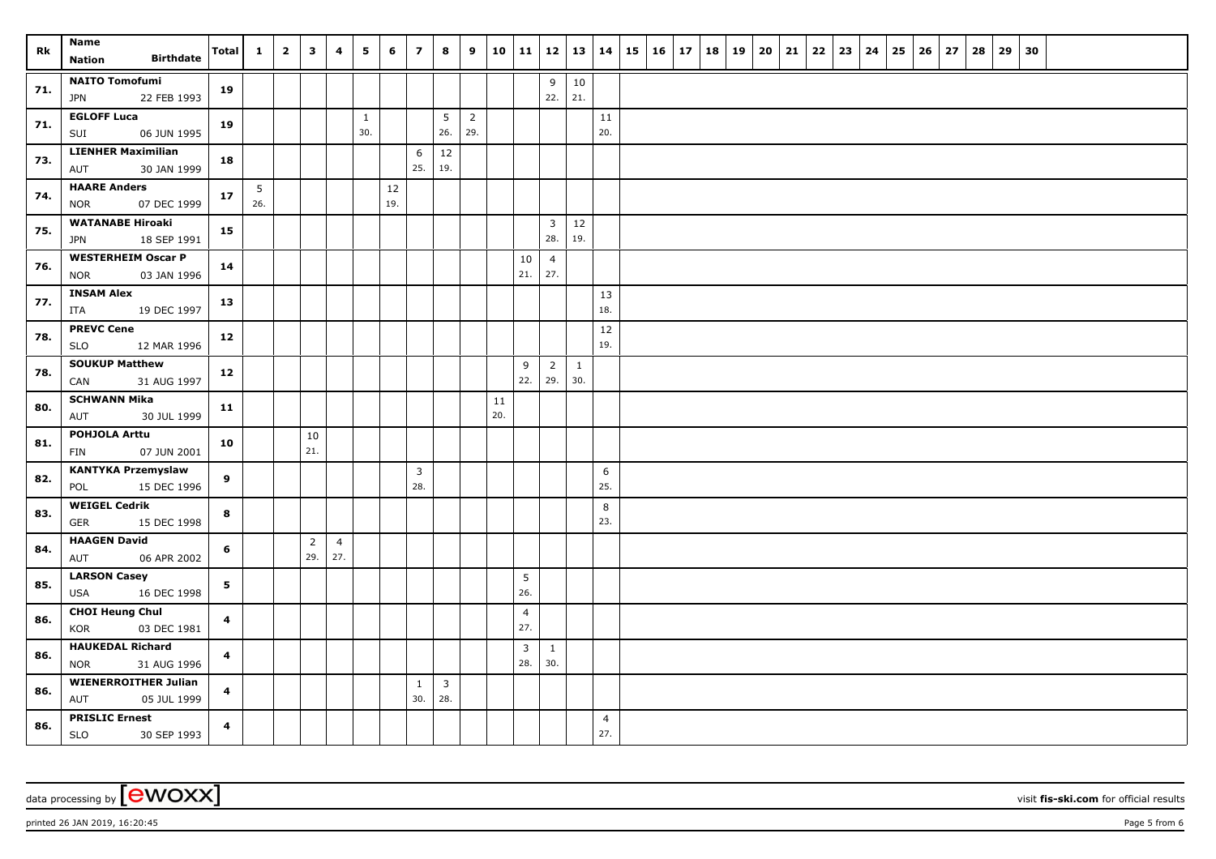| Rk | Name<br>Nation Birthdate | Total | 1 | 2 | 3 | 4 | 5 | 6 | 7 | 8 | 9 | 10 | 11 | 12 | 13 | 14 | 15 | 16 | 17 | 18 | 19 | 20 | 21 | 22 | 23 | 24 | 25 | 26 | 27 | 28 | 29 | 30 |
|---|---|---|---|---|---|---|---|---|---|---|---|---|---|---|---|---|---|---|---|---|---|---|---|---|---|---|---|---|---|---|---|---|
| 71. | **NAITO Tomofumi**<br>JPN 22 FEB 1993 | **19** | | | | | | | | | | | | 9<br>22. | 10<br>21. | | | | | | | | | | | | | | | | | |
| 71. | **EGLOFF Luca**<br>SUI 06 JUN 1995 | **19** | | | | | 1<br>30. | | | 5<br>26. | 2<br>29. | | | | | 11<br>20. | | | | | | | | | | | | | | | | |
| 73. | **LIENHER Maximilian**<br>AUT 30 JAN 1999 | **18** | | | | | | | 6<br>25. | 12<br>19. | | | | | | | | | | | | | | | | | | | | | | |
| 74. | **HAARE Anders**<br>NOR 07 DEC 1999 | **17** | 5<br>26. | | | | | 12<br>19. | | | | | | | | | | | | | | | | | | | | | | | | |
| 75. | **WATANABE Hiroaki**<br>JPN 18 SEP 1991 | **15** | | | | | | | | | | | | 3<br>28. | 12<br>19. | | | | | | | | | | | | | | | | | |
| 76. | **WESTERHEIM Oscar P**<br>NOR 03 JAN 1996 | **14** | | | | | | | | | | | 10<br>21. | 4<br>27. | | | | | | | | | | | | | | | | | | |
| 77. | **INSAM Alex**<br>ITA 19 DEC 1997 | **13** | | | | | | | | | | | | | | 13<br>18. | | | | | | | | | | | | | | | | |
| 78. | **PREVC Cene**<br>SLO 12 MAR 1996 | **12** | | | | | | | | | | | | | | 12<br>19. | | | | | | | | | | | | | | | | |
| 78. | **SOUKUP Matthew**<br>CAN 31 AUG 1997 | **12** | | | | | | | | | | | 9<br>22. | 2<br>29. | 1<br>30. | | | | | | | | | | | | | | | | | |
| 80. | **SCHWANN Mika**<br>AUT 30 JUL 1999 | **11** | | | | | | | | | | 11<br>20. | | | | | | | | | | | | | | | | | | | | |
| 81. | **POHJOLA Arttu**<br>FIN 07 JUN 2001 | **10** | | | 10<br>21. | | | | | | | | | | | | | | | | | | | | | | | | | | | |
| 82. | **KANTYKA Przemyslaw**<br>POL 15 DEC 1996 | **9** | | | | | | | 3<br>28. | | | | | | | 6<br>25. | | | | | | | | | | | | | | | | |
| 83. | **WEIGEL Cedrik**<br>GER 15 DEC 1998 | **8** | | | | | | | | | | | | | | 8<br>23. | | | | | | | | | | | | | | | | |
| 84. | **HAAGEN David**<br>AUT 06 APR 2002 | **6** | | | 2<br>29. | 4<br>27. | | | | | | | | | | | | | | | | | | | | | | | | | | |
| 85. | **LARSON Casey**<br>USA 16 DEC 1998 | **5** | | | | | | | | | | | 5<br>26. | | | | | | | | | | | | | | | | | | | |
| 86. | **CHOI Heung Chul**<br>KOR 03 DEC 1981 | **4** | | | | | | | | | | | 4<br>27. | | | | | | | | | | | | | | | | | | | |
| 86. | **HAUKEDAL Richard**<br>NOR 31 AUG 1996 | **4** | | | | | | | | | | | 3<br>28. | 1<br>30. | | | | | | | | | | | | | | | | | | |
| 86. | **WIENERROITHER Julian**<br>AUT 05 JUL 1999 | **4** | | | | | | | 1<br>30. | 3<br>28. | | | | | | | | | | | | | | | | | | | | | | |
| 86. | **PRISLIC Ernest**<br>SLO 30 SEP 1993 | **4** | | | | | | | | | | | | | | 4<br>27. | | | | | | | | | | | | | | | | |

data processing by [ewoxx] visit **fis-ski.com** for official results

printed 26 JAN 2019, 16:20:45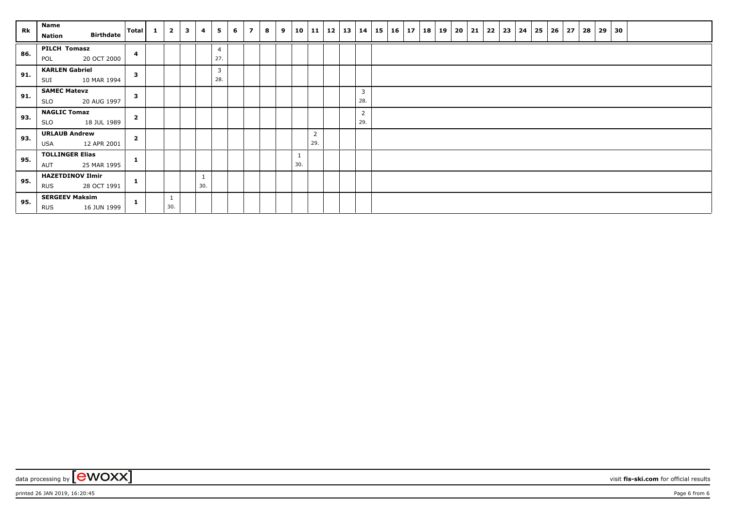| Rk | Name<br>Nation Birthdate | Total | 1 | 2 | 3 | 4 | 5 | 6 | 7 | 8 | 9 | 10 | 11 | 12 | 13 | 14 | 15 | 16 | 17 | 18 | 19 | 20 | 21 | 22 | 23 | 24 | 25 | 26 | 27 | 28 | 29 | 30 |
|---|---|---|---|---|---|---|---|---|---|---|---|---|---|---|---|---|---|---|---|---|---|---|---|---|---|---|---|---|---|---|---|---|
| 86. | PILCH Tomasz<br>POL 20 OCT 2000 | 4 | | | | | 4<br>27. | | | | | | | | | | | | | | | | | | | | | | | | | |
| 91. | KARLEN Gabriel<br>SUI 10 MAR 1994 | 3 | | | | | 3<br>28. | | | | | | | | | | | | | | | | | | | | | | | | | |
| 91. | SAMEC Matevz<br>SLO 20 AUG 1997 | 3 | | | | | | | | | | | | | | 3<br>28. | | | | | | | | | | | | | | | | |
| 93. | NAGLIC Tomaz<br>SLO 18 JUL 1989 | 2 | | | | | | | | | | | | | | 2<br>29. | | | | | | | | | | | | | | | | |
| 93. | URLAUB Andrew<br>USA 12 APR 2001 | 2 | | | | | | | | | | | 2<br>29. | | | | | | | | | | | | | | | | | | | |
| 95. | TOLLINGER Elias<br>AUT 25 MAR 1995 | 1 | | | | | | | | | | 1<br>30. | | | | | | | | | | | | | | | | | | | | |
| 95. | HAZETDINOV Ilmir<br>RUS 28 OCT 1991 | 1 | | | | 1<br>30. | | | | | | | | | | | | | | | | | | | | | | | | | | |
| 95. | SERGEEV Maksim<br>RUS 16 JUN 1999 | 1 | | 1<br>30. | | | | | | | | | | | | | | | | | | | | | | | | | | | | |

data processing by [ewoxx]

visit **fis-ski.com** for official results

printed 26 JAN 2019, 16:20:45